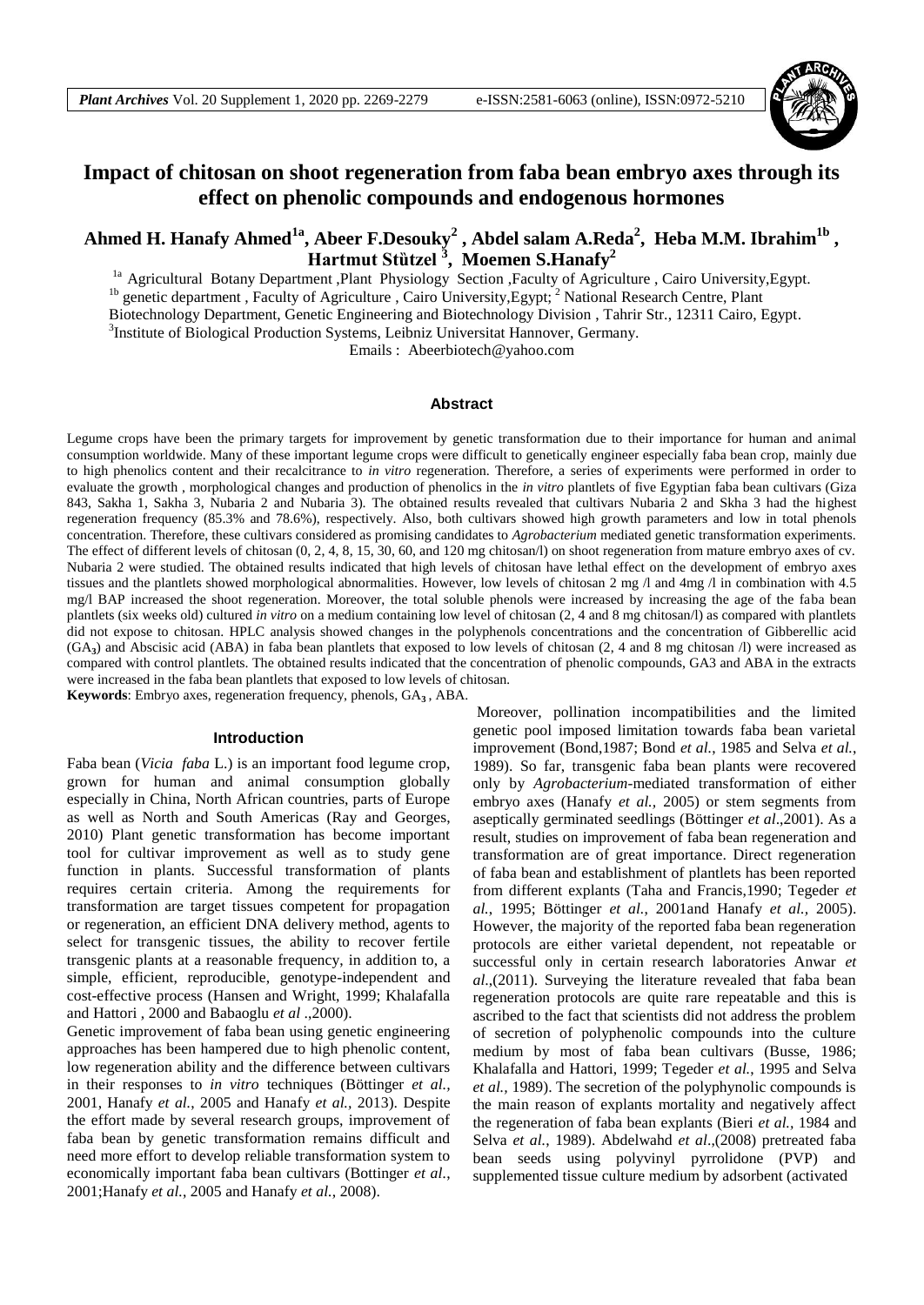# Impact of chitosan on shoot regeneration from faba bean embryo axes through its effect on phenolic compounds and endogenous hormones

**Ahmed H. Hanafy Ahmed[1a], Abeer F.Desouky[2], Abdel salam A.Reda[2], Heba M.M. Ibrahim[1b], Hartmut Stützel[3], Moemen S.Hanafy[2]**

[1a] Agricultural Botany Department ,Plant Physiology Section ,Faculty of Agriculture , Cairo University,Egypt.
[1b] genetic department , Faculty of Agriculture , Cairo University,Egypt; [2] National Research Centre, Plant Biotechnology Department, Genetic Engineering and Biotechnology Division , Tahrir Str., 12311 Cairo, Egypt.
[3]Institute of Biological Production Systems, Leibniz Universitat Hannover, Germany.
Emails : Abeerbiotech@yahoo.com

## Abstract

Legume crops have been the primary targets for improvement by genetic transformation due to their importance for human and animal consumption worldwide. Many of these important legume crops were difficult to genetically engineer especially faba bean crop, mainly due to high phenolics content and their recalcitrance to *in vitro* regeneration. Therefore, a series of experiments were performed in order to evaluate the growth , morphological changes and production of phenolics in the *in vitro* plantlets of five Egyptian faba bean cultivars (Giza 843, Sakha 1, Sakha 3, Nubaria 2 and Nubaria 3). The obtained results revealed that cultivars Nubaria 2 and Skha 3 had the highest regeneration frequency (85.3% and 78.6%), respectively. Also, both cultivars showed high growth parameters and low in total phenols concentration. Therefore, these cultivars considered as promising candidates to *Agrobacterium* mediated genetic transformation experiments. The effect of different levels of chitosan (0, 2, 4, 8, 15, 30, 60, and 120 mg chitosan/l) on shoot regeneration from mature embryo axes of cv. Nubaria 2 were studied. The obtained results indicated that high levels of chitosan have lethal effect on the development of embryo axes tissues and the plantlets showed morphological abnormalities. However, low levels of chitosan 2 mg /l and 4mg /l in combination with 4.5 mg/l BAP increased the shoot regeneration. Moreover, the total soluble phenols were increased by increasing the age of the faba bean plantlets (six weeks old) cultured *in vitro* on a medium containing low level of chitosan (2, 4 and 8 mg chitosan/l) as compared with plantlets did not expose to chitosan. HPLC analysis showed changes in the polyphenols concentrations and the concentration of Gibberellic acid ($GA_3$) and Abscisic acid (ABA) in faba bean plantlets that exposed to low levels of chitosan (2, 4 and 8 mg chitosan /l) were increased as compared with control plantlets. The obtained results indicated that the concentration of phenolic compounds, GA3 and ABA in the extracts were increased in the faba bean plantlets that exposed to low levels of chitosan.

**Keywords**: Embryo axes, regeneration frequency, phenols, $GA_3$, ABA.

## Introduction

Faba bean (*Vicia faba* L.) is an important food legume crop, grown for human and animal consumption globally especially in China, North African countries, parts of Europe as well as North and South Americas (Ray and Georges, 2010) Plant genetic transformation has become important tool for cultivar improvement as well as to study gene function in plants. Successful transformation of plants requires certain criteria. Among the requirements for transformation are target tissues competent for propagation or regeneration, an efficient DNA delivery method, agents to select for transgenic tissues, the ability to recover fertile transgenic plants at a reasonable frequency, in addition to, a simple, efficient, reproducible, genotype-independent and cost-effective process (Hansen and Wright, 1999; Khalafalla and Hattori , 2000 and Babaoglu *et al* .,2000).

Genetic improvement of faba bean using genetic engineering approaches has been hampered due to high phenolic content, low regeneration ability and the difference between cultivars in their responses to *in vitro* techniques (Böttinger *et al.*, 2001, Hanafy *et al.*, 2005 and Hanafy *et al.*, 2013). Despite the effort made by several research groups, improvement of faba bean by genetic transformation remains difficult and need more effort to develop reliable transformation system to economically important faba bean cultivars (Bottinger *et al.*, 2001;Hanafy *et al.*, 2005 and Hanafy *et al.*, 2008).

Moreover, pollination incompatibilities and the limited genetic pool imposed limitation towards faba bean varietal improvement (Bond,1987; Bond *et al.*, 1985 and Selva *et al.*, 1989). So far, transgenic faba bean plants were recovered only by *Agrobacterium*-mediated transformation of either embryo axes (Hanafy *et al.,* 2005) or stem segments from aseptically germinated seedlings (Böttinger *et al*.,2001). As a result, studies on improvement of faba bean regeneration and transformation are of great importance. Direct regeneration of faba bean and establishment of plantlets has been reported from different explants (Taha and Francis,1990; Tegeder *et al.*, 1995; Böttinger *et al.*, 2001and Hanafy *et al.*, 2005). However, the majority of the reported faba bean regeneration protocols are either varietal dependent, not repeatable or successful only in certain research laboratories Anwar *et al*.,(2011). Surveying the literature revealed that faba bean regeneration protocols are quite rare repeatable and this is ascribed to the fact that scientists did not address the problem of secretion of polyphenolic compounds into the culture medium by most of faba bean cultivars (Busse, 1986; Khalafalla and Hattori, 1999; Tegeder *et al.*, 1995 and Selva *et al.,* 1989). The secretion of the polyphynolic compounds is the main reason of explants mortality and negatively affect the regeneration of faba bean explants (Bieri *et al.*, 1984 and Selva *et al.*, 1989). Abdelwahd *et al*.,(2008) pretreated faba bean seeds using polyvinyl pyrrolidone (PVP) and supplemented tissue culture medium by adsorbent (activated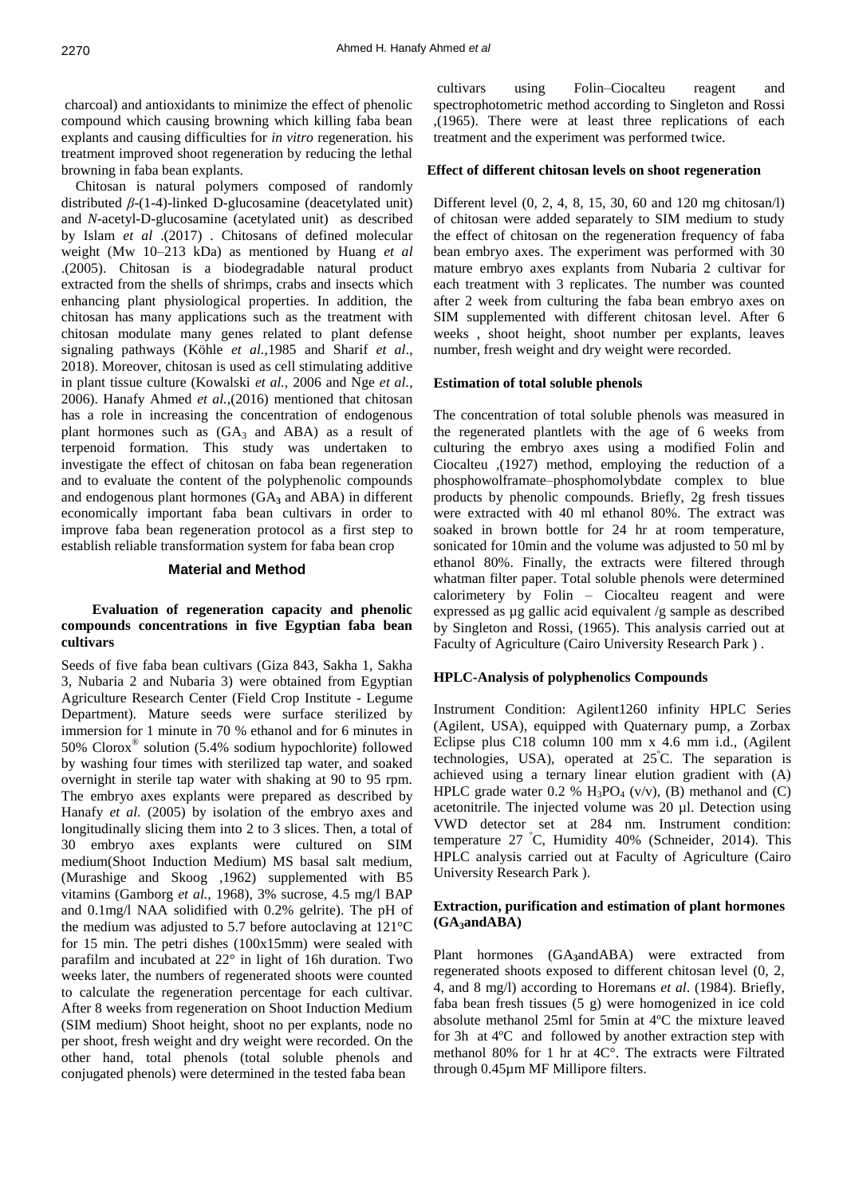charcoal) and antioxidants to minimize the effect of phenolic compound which causing browning which killing faba bean explants and causing difficulties for *in vitro* regeneration. his treatment improved shoot regeneration by reducing the lethal browning in faba bean explants.

Chitosan is natural polymers composed of randomly distributed *β*-(1-4)-linked D-glucosamine (deacetylated unit) and *N*-acetyl-D-glucosamine (acetylated unit) as described by Islam *et al* .(2017) . Chitosans of defined molecular weight (Mw 10–213 kDa) as mentioned by Huang *et al* .(2005). Chitosan is a biodegradable natural product extracted from the shells of shrimps, crabs and insects which enhancing plant physiological properties. In addition, the chitosan has many applications such as the treatment with chitosan modulate many genes related to plant defense signaling pathways (Köhle *et al.*,1985 and Sharif *et al*., 2018). Moreover, chitosan is used as cell stimulating additive in plant tissue culture (Kowalski *et al.,* 2006 and Nge *et al.,* 2006). Hanafy Ahmed *et al*.,(2016) mentioned that chitosan has a role in increasing the concentration of endogenous plant hormones such as ($GA_3$ and ABA) as a result of terpenoid formation. This study was undertaken to investigate the effect of chitosan on faba bean regeneration and to evaluate the content of the polyphenolic compounds and endogenous plant hormones ($GA_3$ and ABA) in different economically important faba bean cultivars in order to improve faba bean regeneration protocol as a first step to establish reliable transformation system for faba bean crop

## Material and Method

### Evaluation of regeneration capacity and phenolic compounds concentrations in five Egyptian faba bean cultivars

Seeds of five faba bean cultivars (Giza 843, Sakha 1, Sakha 3, Nubaria 2 and Nubaria 3) were obtained from Egyptian Agriculture Research Center (Field Crop Institute - Legume Department). Mature seeds were surface sterilized by immersion for 1 minute in 70 % ethanol and for 6 minutes in 50% Clorox® solution (5.4% sodium hypochlorite) followed by washing four times with sterilized tap water, and soaked overnight in sterile tap water with shaking at 90 to 95 rpm. The embryo axes explants were prepared as described by Hanafy *et al.* (2005) by isolation of the embryo axes and longitudinally slicing them into 2 to 3 slices. Then, a total of 30 embryo axes explants were cultured on SIM medium(Shoot Induction Medium) MS basal salt medium, (Murashige and Skoog ,1962) supplemented with B5 vitamins (Gamborg *et al.,* 1968), 3% sucrose, 4.5 mg/l BAP and 0.1mg/l NAA solidified with 0.2% gelrite). The pH of the medium was adjusted to 5.7 before autoclaving at 121°C for 15 min. The petri dishes (100x15mm) were sealed with parafilm and incubated at 22° in light of 16h duration. Two weeks later, the numbers of regenerated shoots were counted to calculate the regeneration percentage for each cultivar. After 8 weeks from regeneration on Shoot Induction Medium (SIM medium) Shoot height, shoot no per explants, node no per shoot, fresh weight and dry weight were recorded. On the other hand, total phenols (total soluble phenols and conjugated phenols) were determined in the tested faba bean cultivars using Folin–Ciocalteu reagent and spectrophotometric method according to Singleton and Rossi ,(1965). There were at least three replications of each treatment and the experiment was performed twice.

### Effect of different chitosan levels on shoot regeneration

Different level (0, 2, 4, 8, 15, 30, 60 and 120 mg chitosan/l) of chitosan were added separately to SIM medium to study the effect of chitosan on the regeneration frequency of faba bean embryo axes. The experiment was performed with 30 mature embryo axes explants from Nubaria 2 cultivar for each treatment with 3 replicates. The number was counted after 2 week from culturing the faba bean embryo axes on SIM supplemented with different chitosan level. After 6 weeks , shoot height, shoot number per explants, leaves number, fresh weight and dry weight were recorded.

### Estimation of total soluble phenols

The concentration of total soluble phenols was measured in the regenerated plantlets with the age of 6 weeks from culturing the embryo axes using a modified Folin and Ciocalteu ,(1927) method, employing the reduction of a phosphowolframate–phosphomolybdate complex to blue products by phenolic compounds. Briefly, 2g fresh tissues were extracted with 40 ml ethanol 80%. The extract was soaked in brown bottle for 24 hr at room temperature, sonicated for 10min and the volume was adjusted to 50 ml by ethanol 80%. Finally, the extracts were filtered through whatman filter paper. Total soluble phenols were determined calorimetery by Folin – Ciocalteu reagent and were expressed as µg gallic acid equivalent /g sample as described by Singleton and Rossi, (1965). This analysis carried out at Faculty of Agriculture (Cairo University Research Park ) .

### HPLC-Analysis of polyphenolics Compounds

Instrument Condition: Agilent1260 infinity HPLC Series (Agilent, USA), equipped with Quaternary pump, a Zorbax Eclipse plus C18 column 100 mm x 4.6 mm i.d., (Agilent technologies, USA), operated at 25°C. The separation is achieved using a ternary linear elution gradient with (A) HPLC grade water 0.2 % $H_3PO_4$ (v/v), (B) methanol and (C) acetonitrile. The injected volume was 20 µl. Detection using VWD detector set at 284 nm. Instrument condition: temperature 27 °C, Humidity 40% (Schneider, 2014). This HPLC analysis carried out at Faculty of Agriculture (Cairo University Research Park ).

### Extraction, purification and estimation of plant hormones ($GA_3$andABA)

Plant hormones ($GA_3$andABA) were extracted from regenerated shoots exposed to different chitosan level (0, 2, 4, and 8 mg/l) according to Horemans *et al*. (1984). Briefly, faba bean fresh tissues (5 g) were homogenized in ice cold absolute methanol 25ml for 5min at 4ºC the mixture leaved for 3h at 4ºC and followed by another extraction step with methanol 80% for 1 hr at 4C°. The extracts were Filtrated through 0.45µm MF Millipore filters.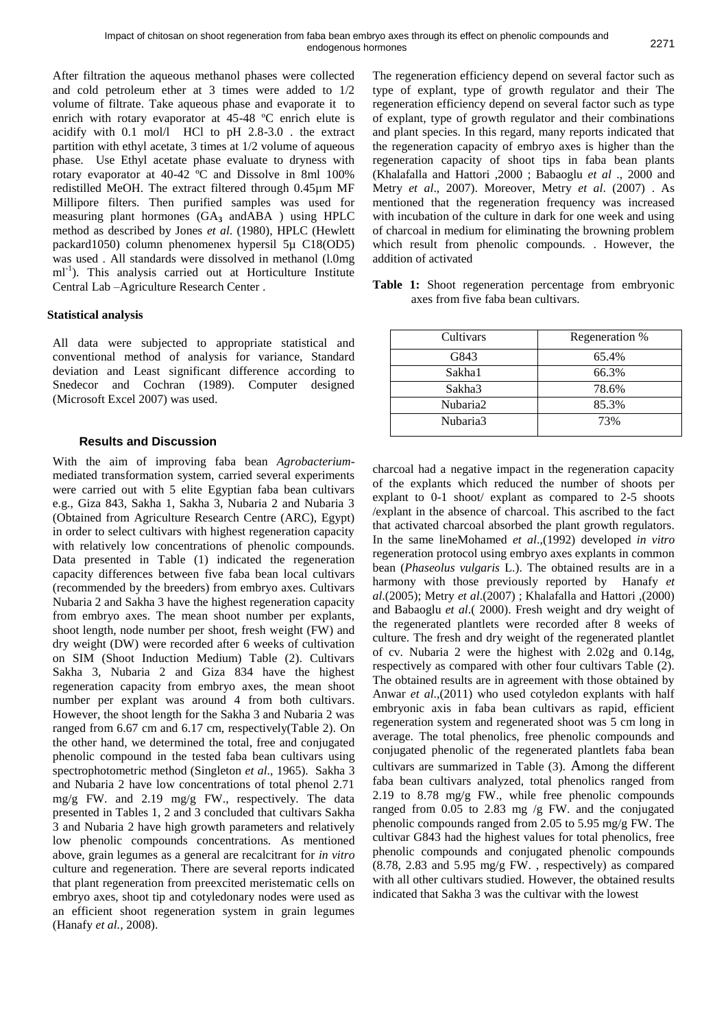After filtration the aqueous methanol phases were collected and cold petroleum ether at 3 times were added to 1/2 volume of filtrate. Take aqueous phase and evaporate it to enrich with rotary evaporator at 45-48 ºC enrich elute is acidify with 0.1 mol/l HCl to pH 2.8-3.0 . the extract partition with ethyl acetate, 3 times at 1/2 volume of aqueous phase. Use Ethyl acetate phase evaluate to dryness with rotary evaporator at 40-42 ºC and Dissolve in 8ml 100% redistilled MeOH. The extract filtered through 0.45µm MF Millipore filters. Then purified samples was used for measuring plant hormones ($GA_3$ andABA ) using HPLC method as described by Jones *et al.* (1980), HPLC (Hewlett packard1050) column phenomenex hypersil 5µ C18(OD5) was used . All standards were dissolved in methanol (l.0mg $ml^{-1}$). This analysis carried out at Horticulture Institute Central Lab –Agriculture Research Center .

### Statistical analysis

All data were subjected to appropriate statistical and conventional method of analysis for variance, Standard deviation and Least significant difference according to Snedecor and Cochran (1989). Computer designed (Microsoft Excel 2007) was used.

## Results and Discussion

With the aim of improving faba bean *Agrobacterium*-mediated transformation system, carried several experiments were carried out with 5 elite Egyptian faba bean cultivars e.g., Giza 843, Sakha 1, Sakha 3, Nubaria 2 and Nubaria 3 (Obtained from Agriculture Research Centre (ARC), Egypt) in order to select cultivars with highest regeneration capacity with relatively low concentrations of phenolic compounds. Data presented in Table (1) indicated the regeneration capacity differences between five faba bean local cultivars (recommended by the breeders) from embryo axes. Cultivars Nubaria 2 and Sakha 3 have the highest regeneration capacity from embryo axes. The mean shoot number per explants, shoot length, node number per shoot, fresh weight (FW) and dry weight (DW) were recorded after 6 weeks of cultivation on SIM (Shoot Induction Medium) Table (2). Cultivars Sakha 3, Nubaria 2 and Giza 834 have the highest regeneration capacity from embryo axes, the mean shoot number per explant was around 4 from both cultivars. However, the shoot length for the Sakha 3 and Nubaria 2 was ranged from 6.67 cm and 6.17 cm, respectively(Table 2). On the other hand, we determined the total, free and conjugated phenolic compound in the tested faba bean cultivars using spectrophotometric method (Singleton *et al*., 1965). Sakha 3 and Nubaria 2 have low concentrations of total phenol 2.71 mg/g FW. and 2.19 mg/g FW., respectively. The data presented in Tables 1, 2 and 3 concluded that cultivars Sakha 3 and Nubaria 2 have high growth parameters and relatively low phenolic compounds concentrations. As mentioned above, grain legumes as a general are recalcitrant for *in vitro* culture and regeneration. There are several reports indicated that plant regeneration from preexcited meristematic cells on embryo axes, shoot tip and cotyledonary nodes were used as an efficient shoot regeneration system in grain legumes (Hanafy *et al.*, 2008).

The regeneration efficiency depend on several factor such as type of explant, type of growth regulator and their The regeneration efficiency depend on several factor such as type of explant, type of growth regulator and their combinations and plant species. In this regard, many reports indicated that the regeneration capacity of embryo axes is higher than the regeneration capacity of shoot tips in faba bean plants (Khalafalla and Hattori ,2000 ; Babaoglu *et al* ., 2000 and Metry *et al*., 2007). Moreover, Metry *et al*. (2007) . As mentioned that the regeneration frequency was increased with incubation of the culture in dark for one week and using of charcoal in medium for eliminating the browning problem which result from phenolic compounds. . However, the addition of activated charcoal had a negative impact in the regeneration capacity of the explants which reduced the number of shoots per explant to 0-1 shoot/ explant as compared to 2-5 shoots /explant in the absence of charcoal. This ascribed to the fact that activated charcoal absorbed the plant growth regulators. In the same lineMohamed *et al*.,(1992) developed *in vitro* regeneration protocol using embryo axes explants in common bean (*Phaseolus vulgaris* L.). The obtained results are in a harmony with those previously reported by Hanafy *et al*.(2005); Metry *et al*.(2007) ; Khalafalla and Hattori ,(2000) and Babaoglu *et al*.( 2000). Fresh weight and dry weight of the regenerated plantlets were recorded after 8 weeks of culture. The fresh and dry weight of the regenerated plantlet of cv. Nubaria 2 were the highest with 2.02g and 0.14g, respectively as compared with other four cultivars Table (2). The obtained results are in agreement with those obtained by Anwar *et al*.,(2011) who used cotyledon explants with half embryonic axis in faba bean cultivars as rapid, efficient regeneration system and regenerated shoot was 5 cm long in average. The total phenolics, free phenolic compounds and conjugated phenolic of the regenerated plantlets faba bean cultivars are summarized in Table (3). Among the different faba bean cultivars analyzed, total phenolics ranged from 2.19 to 8.78 mg/g FW., while free phenolic compounds ranged from 0.05 to 2.83 mg /g FW. and the conjugated phenolic compounds ranged from 2.05 to 5.95 mg/g FW. The cultivar G843 had the highest values for total phenolics, free phenolic compounds and conjugated phenolic compounds (8.78, 2.83 and 5.95 mg/g FW. , respectively) as compared with all other cultivars studied. However, the obtained results indicated that Sakha 3 was the cultivar with the lowest

**Table 1:** Shoot regeneration percentage from embryonic axes from five faba bean cultivars.

| Cultivars | Regeneration % |
|---|---|
| G843 | 65.4% |
| Sakha1 | 66.3% |
| Sakha3 | 78.6% |
| Nubaria2 | 85.3% |
| Nubaria3 | 73% |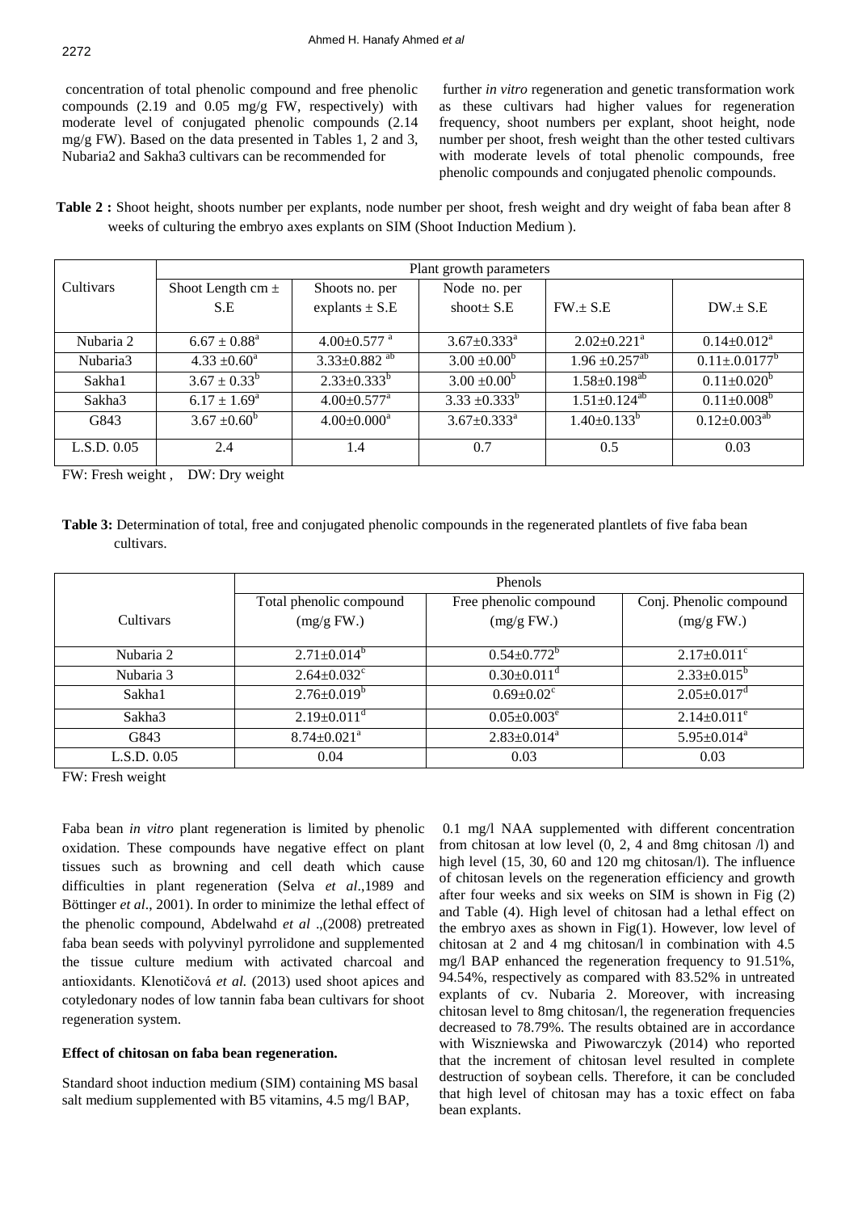concentration of total phenolic compound and free phenolic compounds (2.19 and 0.05 mg/g FW, respectively) with moderate level of conjugated phenolic compounds (2.14 mg/g FW). Based on the data presented in Tables 1, 2 and 3, Nubaria2 and Sakha3 cultivars can be recommended for further *in vitro* regeneration and genetic transformation work as these cultivars had higher values for regeneration frequency, shoot numbers per explant, shoot height, node number per shoot, fresh weight than the other tested cultivars with moderate levels of total phenolic compounds, free phenolic compounds and conjugated phenolic compounds.

**Table 2 :** Shoot height, shoots number per explants, node number per shoot, fresh weight and dry weight of faba bean after 8 weeks of culturing the embryo axes explants on SIM (Shoot Induction Medium ).

| Cultivars | Plant growth parameters | | | | |
|---|---|---|---|---|---|
| | Shoot Length cm ± S.E | Shoots no. per explants ± S.E | Node no. per shoot± S.E | FW.± S.E | DW.± S.E |
| Nubaria 2 | $6.67 \pm 0.88^{a}$ | $4.00{\pm}0.577^{a}$ | $3.67{\pm}0.333^{a}$ | $2.02{\pm}0.221^{a}$ | $0.14{\pm}0.012^{a}$ |
| Nubaria3 | $4.33 \pm 0.60^{a}$ | $3.33{\pm}0.882^{ab}$ | $3.00 \pm 0.00^{b}$ | $1.96 \pm 0.257^{ab}$ | $0.11{\pm}.0.0177^{b}$ |
| Sakha1 | $3.67 \pm 0.33^{b}$ | $2.33{\pm}0.333^{b}$ | $3.00 \pm 0.00^{b}$ | $1.58{\pm}0.198^{ab}$ | $0.11{\pm}0.020^{b}$ |
| Sakha3 | $6.17 \pm 1.69^{a}$ | $4.00{\pm}0.577^{a}$ | $3.33 \pm 0.333^{b}$ | $1.51{\pm}0.124^{ab}$ | $0.11{\pm}0.008^{b}$ |
| G843 | $3.67 \pm 0.60^{b}$ | $4.00{\pm}0.000^{a}$ | $3.67{\pm}0.333^{a}$ | $1.40{\pm}0.133^{b}$ | $0.12{\pm}0.003^{ab}$ |
| L.S.D. 0.05 | 2.4 | 1.4 | 0.7 | 0.5 | 0.03 |

FW: Fresh weight , DW: Dry weight

**Table 3:** Determination of total, free and conjugated phenolic compounds in the regenerated plantlets of five faba bean cultivars.

| Cultivars | Phenols | | |
|---|---|---|---|
| | Total phenolic compound (mg/g FW.) | Free phenolic compound (mg/g FW.) | Conj. Phenolic compound (mg/g FW.) |
| Nubaria 2 | $2.71{\pm}0.014^{b}$ | $0.54{\pm}0.772^{b}$ | $2.17{\pm}0.011^{c}$ |
| Nubaria 3 | $2.64{\pm}0.032^{c}$ | $0.30{\pm}0.011^{d}$ | $2.33{\pm}0.015^{b}$ |
| Sakha1 | $2.76{\pm}0.019^{b}$ | $0.69{\pm}0.02^{c}$ | $2.05{\pm}0.017^{d}$ |
| Sakha3 | $2.19{\pm}0.011^{d}$ | $0.05{\pm}0.003^{e}$ | $2.14{\pm}0.011^{e}$ |
| G843 | $8.74{\pm}0.021^{a}$ | $2.83{\pm}0.014^{a}$ | $5.95{\pm}0.014^{a}$ |
| L.S.D. 0.05 | 0.04 | 0.03 | 0.03 |

FW: Fresh weight

Faba bean *in vitro* plant regeneration is limited by phenolic oxidation. These compounds have negative effect on plant tissues such as browning and cell death which cause difficulties in plant regeneration (Selva *et al*.,1989 and Böttinger *et al*., 2001). In order to minimize the lethal effect of the phenolic compound, Abdelwahd *et al* .,(2008) pretreated faba bean seeds with polyvinyl pyrrolidone and supplemented the tissue culture medium with activated charcoal and antioxidants. Klenotičová *et al.* (2013) used shoot apices and cotyledonary nodes of low tannin faba bean cultivars for shoot regeneration system.

**Effect of chitosan on faba bean regeneration.**

Standard shoot induction medium (SIM) containing MS basal salt medium supplemented with B5 vitamins, 4.5 mg/l BAP, 0.1 mg/l NAA supplemented with different concentration from chitosan at low level (0, 2, 4 and 8mg chitosan /l) and high level (15, 30, 60 and 120 mg chitosan/l). The influence of chitosan levels on the regeneration efficiency and growth after four weeks and six weeks on SIM is shown in Fig (2) and Table (4). High level of chitosan had a lethal effect on the embryo axes as shown in Fig(1). However, low level of chitosan at 2 and 4 mg chitosan/l in combination with 4.5 mg/l BAP enhanced the regeneration frequency to 91.51%, 94.54%, respectively as compared with 83.52% in untreated explants of cv. Nubaria 2. Moreover, with increasing chitosan level to 8mg chitosan/l, the regeneration frequencies decreased to 78.79%. The results obtained are in accordance with Wiszniewska and Piwowarczyk (2014) who reported that the increment of chitosan level resulted in complete destruction of soybean cells. Therefore, it can be concluded that high level of chitosan may has a toxic effect on faba bean explants.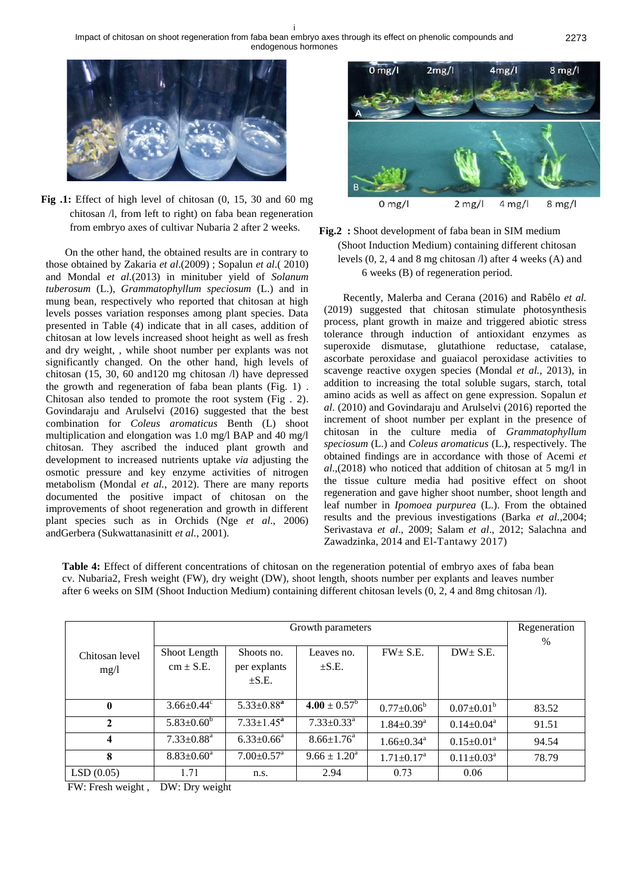**Fig .1:** Effect of high level of chitosan (0, 15, 30 and 60 mg chitosan /l, from left to right) on faba bean regeneration from embryo axes of cultivar Nubaria 2 after 2 weeks.

On the other hand, the obtained results are in contrary to those obtained by Zakaria *et al*.(2009) ; Sopalun *et al*.( 2010) and Mondal *et al.*(2013) in minituber yield of *Solanum tuberosum* (L.), *Grammatophyllum speciosum* (L.) and in mung bean, respectively who reported that chitosan at high levels posses variation responses among plant species. Data presented in Table (4) indicate that in all cases, addition of chitosan at low levels increased shoot height as well as fresh and dry weight, , while shoot number per explants was not significantly changed. On the other hand, high levels of chitosan (15, 30, 60 and120 mg chitosan /l) have depressed the growth and regeneration of faba bean plants (Fig. 1) . Chitosan also tended to promote the root system (Fig . 2). Govindaraju and Arulselvi (2016) suggested that the best combination for *Coleus aromaticus* Benth (L) shoot multiplication and elongation was 1.0 mg/l BAP and 40 mg/l chitosan. They ascribed the induced plant growth and development to increased nutrients uptake *via* adjusting the osmotic pressure and key enzyme activities of nitrogen metabolism (Mondal *et al.,* 2012). There are many reports documented the positive impact of chitosan on the improvements of shoot regeneration and growth in different plant species such as in Orchids (Nge *et al*., 2006) andGerbera (Sukwattanasinitt *et al.*, 2001).

**Fig.2 :** Shoot development of faba bean in SIM medium (Shoot Induction Medium) containing different chitosan levels (0, 2, 4 and 8 mg chitosan /l) after 4 weeks (A) and 6 weeks (B) of regeneration period.

Recently, Malerba and Cerana (2016) and Rabêlo *et al.* (2019) suggested that chitosan stimulate photosynthesis process, plant growth in maize and triggered abiotic stress tolerance through induction of antioxidant enzymes as superoxide dismutase, glutathione reductase, catalase, ascorbate peroxidase and guaiacol peroxidase activities to scavenge reactive oxygen species (Mondal *et al.*, 2013), in addition to increasing the total soluble sugars, starch, total amino acids as well as affect on gene expression. Sopalun *et al.* (2010) and Govindaraju and Arulselvi (2016) reported the increment of shoot number per explant in the presence of chitosan in the culture media of *Grammatophyllum speciosum* (L.) and *Coleus aromaticus* (L.**)**, respectively. The obtained findings are in accordance with those of Acemi *et al*.,(2018) who noticed that addition of chitosan at 5 mg/l in the tissue culture media had positive effect on shoot regeneration and gave higher shoot number, shoot length and leaf number in *Ipomoea purpurea* (L.). From the obtained results and the previous investigations (Barka *et al.*,2004; Serivastava *et al*., 2009; Salam *et al*., 2012; Salachna and Zawadzinka, 2014 and El-Tantawy 2017)

**Table 4:** Effect of different concentrations of chitosan on the regeneration potential of embryo axes of faba bean cv. Nubaria2, Fresh weight (FW), dry weight (DW), shoot length, shoots number per explants and leaves number after 6 weeks on SIM (Shoot Induction Medium) containing different chitosan levels (0, 2, 4 and 8mg chitosan /l).

| Chitosan level mg/l | Growth parameters | | | | | Regeneration % |
|---|---|---|---|---|---|---|
| | Shoot Length cm ± S.E. | Shoots no. per explants ±S.E. | Leaves no. ±S.E. | FW± S.E. | DW± S.E. | |
| **0** | 3.66±0.44[c] | 5.33±0.88[a] | **4.00** ± 0.57[b] | 0.77±0.06[b] | 0.07±0.01[b] | 83.52 |
| **2** | 5.83±0.60[b] | 7.33±1.45[a] | 7.33±0.33[a] | 1.84±0.39[a] | 0.14±0.04[a] | 91.51 |
| **4** | 7.33±0.88[a] | 6.33±0.66[a] | 8.66±1.76[a] | 1.66±0.34[a] | 0.15±0.01[a] | 94.54 |
| **8** | 8.83±0.60[a] | 7.00±0.57[a] | 9.66 ± 1.20[a] | 1.71±0.17[a] | 0.11±0.03[a] | 78.79 |
| LSD (0.05) | 1.71 | n.s. | 2.94 | 0.73 | 0.06 | |

FW: Fresh weight , DW: Dry weight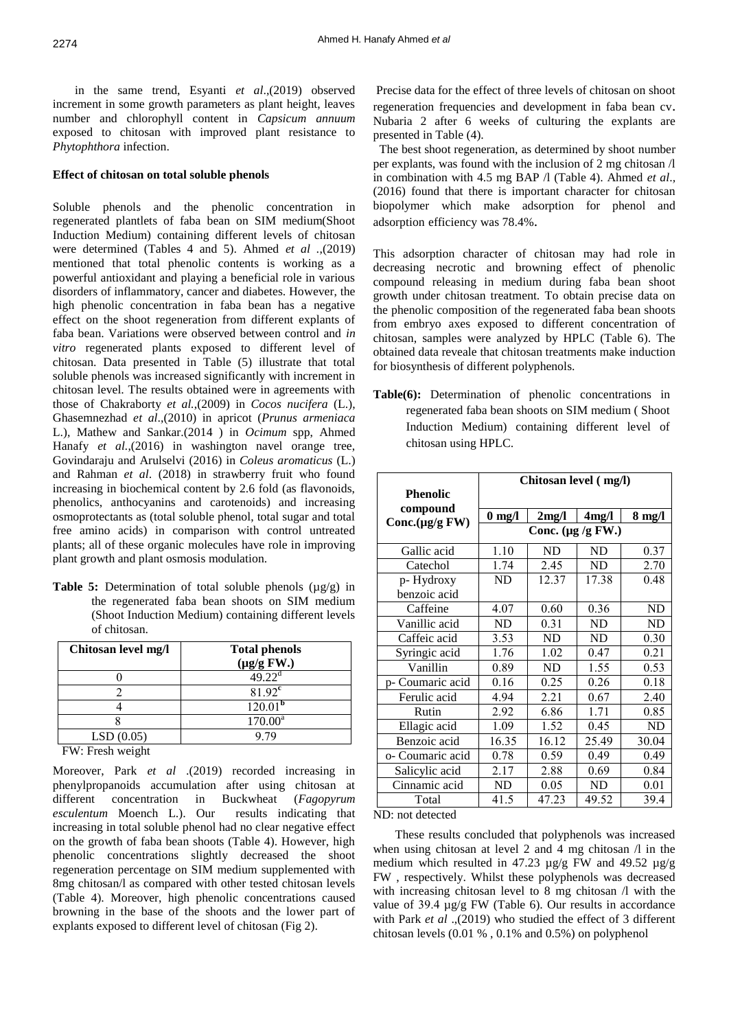in the same trend, Esyanti *et al*.,(2019) observed increment in some growth parameters as plant height, leaves number and chlorophyll content in *Capsicum annuum* exposed to chitosan with improved plant resistance to *Phytophthora* infection.

#### Effect of chitosan on total soluble phenols

Soluble phenols and the phenolic concentration in regenerated plantlets of faba bean on SIM medium(Shoot Induction Medium) containing different levels of chitosan were determined (Tables 4 and 5). Ahmed *et al* .,(2019) mentioned that total phenolic contents is working as a powerful antioxidant and playing a beneficial role in various disorders of inflammatory, cancer and diabetes. However, the high phenolic concentration in faba bean has a negative effect on the shoot regeneration from different explants of faba bean. Variations were observed between control and *in vitro* regenerated plants exposed to different level of chitosan. Data presented in Table (5) illustrate that total soluble phenols was increased significantly with increment in chitosan level. The results obtained were in agreements with those of Chakraborty *et al.*,(2009) in *Cocos nucifera* (L.), Ghasemnezhad *et al*.,(2010) in apricot (*Prunus armeniaca* L.), Mathew and Sankar.(2014 ) in *Ocimum* spp, Ahmed Hanafy *et al*.,(2016) in washington navel orange tree, Govindaraju and Arulselvi (2016) in *Coleus aromaticus* (L.) and Rahman *et al*. (2018) in strawberry fruit who found increasing in biochemical content by 2.6 fold (as flavonoids, phenolics, anthocyanins and carotenoids) and increasing osmoprotectants as (total soluble phenol, total sugar and total free amino acids) in comparison with control untreated plants; all of these organic molecules have role in improving plant growth and plant osmosis modulation.

**Table 5:** Determination of total soluble phenols (µg/g) in the regenerated faba bean shoots on SIM medium (Shoot Induction Medium) containing different levels of chitosan.

| Chitosan level mg/l | Total phenols (µg/g FW.) |
|---|---|
| 0 | 49.22[d] |
| 2 | 81.92[c] |
| 4 | 120.01[b] |
| 8 | 170.00[a] |
| LSD (0.05) | 9.79 |

FW: Fresh weight

Moreover, Park *et al* .(2019) recorded increasing in phenylpropanoids accumulation after using chitosan at different concentration in Buckwheat (*Fagopyrum esculentum* Moench L.). Our results indicating that increasing in total soluble phenol had no clear negative effect on the growth of faba bean shoots (Table 4). However, high phenolic concentrations slightly decreased the shoot regeneration percentage on SIM medium supplemented with 8mg chitosan/l as compared with other tested chitosan levels (Table 4). Moreover, high phenolic concentrations caused browning in the base of the shoots and the lower part of explants exposed to different level of chitosan (Fig 2).

Precise data for the effect of three levels of chitosan on shoot regeneration frequencies and development in faba bean cv. Nubaria 2 after 6 weeks of culturing the explants are presented in Table (4).

The best shoot regeneration, as determined by shoot number per explants, was found with the inclusion of 2 mg chitosan /l in combination with 4.5 mg BAP /l (Table 4). Ahmed *et al*., (2016) found that there is important character for chitosan biopolymer which make adsorption for phenol and adsorption efficiency was 78.4%.

This adsorption character of chitosan may had role in decreasing necrotic and browning effect of phenolic compound releasing in medium during faba bean shoot growth under chitosan treatment. To obtain precise data on the phenolic composition of the regenerated faba bean shoots from embryo axes exposed to different concentration of chitosan, samples were analyzed by HPLC (Table 6). The obtained data reveale that chitosan treatments make induction for biosynthesis of different polyphenols.

**Table(6):** Determination of phenolic concentrations in regenerated faba bean shoots on SIM medium ( Shoot Induction Medium) containing different level of chitosan using HPLC.

| Phenolic compound Conc.(µg/g FW) | Chitosan level ( mg/l) | | | |
|---|---|---|---|---|
| | 0 mg/l | 2mg/l | 4mg/l | 8 mg/l |
| | Conc. (µg /g FW.) | | | |
| Gallic acid | 1.10 | ND | ND | 0.37 |
| Catechol | 1.74 | 2.45 | ND | 2.70 |
| p- Hydroxy benzoic acid | ND | 12.37 | 17.38 | 0.48 |
| Caffeine | 4.07 | 0.60 | 0.36 | ND |
| Vanillic acid | ND | 0.31 | ND | ND |
| Caffeic acid | 3.53 | ND | ND | 0.30 |
| Syringic acid | 1.76 | 1.02 | 0.47 | 0.21 |
| Vanillin | 0.89 | ND | 1.55 | 0.53 |
| p- Coumaric acid | 0.16 | 0.25 | 0.26 | 0.18 |
| Ferulic acid | 4.94 | 2.21 | 0.67 | 2.40 |
| Rutin | 2.92 | 6.86 | 1.71 | 0.85 |
| Ellagic acid | 1.09 | 1.52 | 0.45 | ND |
| Benzoic acid | 16.35 | 16.12 | 25.49 | 30.04 |
| o- Coumaric acid | 0.78 | 0.59 | 0.49 | 0.49 |
| Salicylic acid | 2.17 | 2.88 | 0.69 | 0.84 |
| Cinnamic acid | ND | 0.05 | ND | 0.01 |
| Total | 41.5 | 47.23 | 49.52 | 39.4 |

ND: not detected

These results concluded that polyphenols was increased when using chitosan at level 2 and 4 mg chitosan /l in the medium which resulted in 47.23 µg/g FW and 49.52 µg/g FW , respectively. Whilst these polyphenols was decreased with increasing chitosan level to 8 mg chitosan /l with the value of 39.4 µg/g FW (Table 6). Our results in accordance with Park *et al* .,(2019) who studied the effect of 3 different chitosan levels (0.01 % , 0.1% and 0.5%) on polyphenol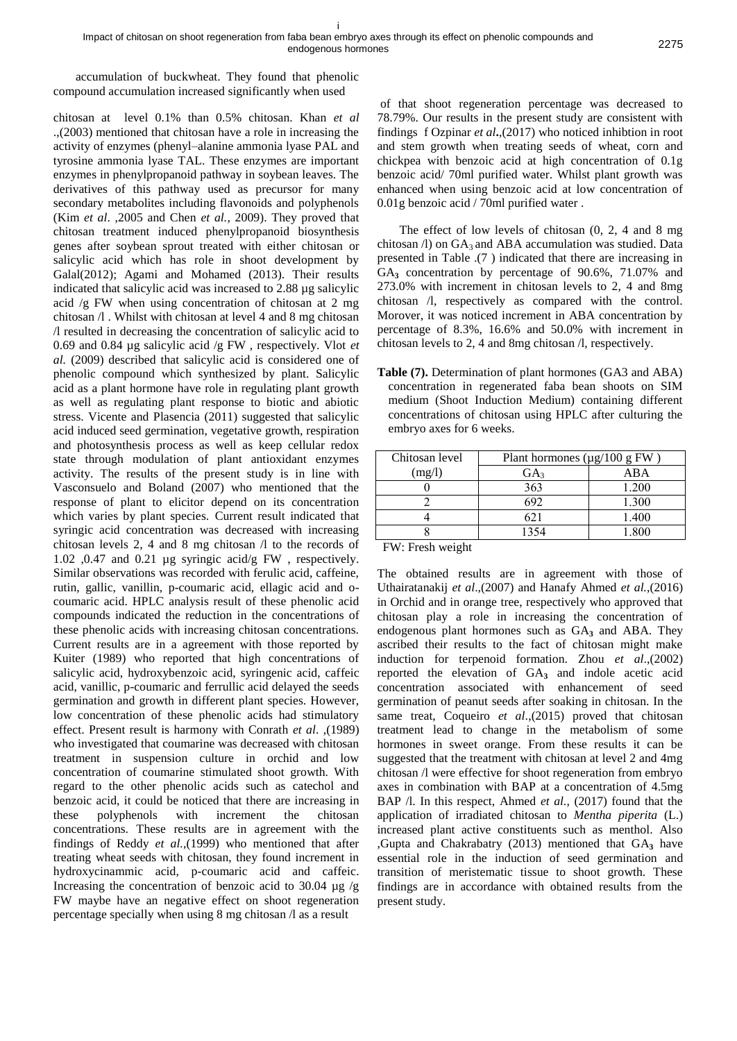accumulation of buckwheat. They found that phenolic compound accumulation increased significantly when used

chitosan at level 0.1% than 0.5% chitosan. Khan *et al* .,(2003) mentioned that chitosan have a role in increasing the activity of enzymes (phenyl–alanine ammonia lyase PAL and tyrosine ammonia lyase TAL. These enzymes are important enzymes in phenylpropanoid pathway in soybean leaves. The derivatives of this pathway used as precursor for many secondary metabolites including flavonoids and polyphenols (Kim *et al*. ,2005 and Chen *et al.*, 2009). They proved that chitosan treatment induced phenylpropanoid biosynthesis genes after soybean sprout treated with either chitosan or salicylic acid which has role in shoot development by Galal(2012); Agami and Mohamed (2013). Their results indicated that salicylic acid was increased to 2.88 µg salicylic acid /g FW when using concentration of chitosan at 2 mg chitosan /l . Whilst with chitosan at level 4 and 8 mg chitosan /l resulted in decreasing the concentration of salicylic acid to 0.69 and 0.84 µg salicylic acid /g FW , respectively. Vlot *et al.* (2009) described that salicylic acid is considered one of phenolic compound which synthesized by plant. Salicylic acid as a plant hormone have role in regulating plant growth as well as regulating plant response to biotic and abiotic stress. Vicente and Plasencia (2011) suggested that salicylic acid induced seed germination, vegetative growth, respiration and photosynthesis process as well as keep cellular redox state through modulation of plant antioxidant enzymes activity. The results of the present study is in line with Vasconsuelo and Boland (2007) who mentioned that the response of plant to elicitor depend on its concentration which varies by plant species. Current result indicated that syringic acid concentration was decreased with increasing chitosan levels 2, 4 and 8 mg chitosan /l to the records of 1.02 ,0.47 and 0.21 µg syringic acid/g FW , respectively. Similar observations was recorded with ferulic acid, caffeine, rutin, gallic, vanillin, p-coumaric acid, ellagic acid and o-coumaric acid. HPLC analysis result of these phenolic acid compounds indicated the reduction in the concentrations of these phenolic acids with increasing chitosan concentrations. Current results are in a agreement with those reported by Kuiter (1989) who reported that high concentrations of salicylic acid, hydroxybenzoic acid, syringenic acid, caffeic acid, vanillic, p-coumaric and ferrullic acid delayed the seeds germination and growth in different plant species. However, low concentration of these phenolic acids had stimulatory effect. Present result is harmony with Conrath *et al*. ,(1989) who investigated that coumarine was decreased with chitosan treatment in suspension culture in orchid and low concentration of coumarine stimulated shoot growth. With regard to the other phenolic acids such as catechol and benzoic acid, it could be noticed that there are increasing in these polyphenols with increment the chitosan concentrations. These results are in agreement with the findings of Reddy *et al.*,(1999) who mentioned that after treating wheat seeds with chitosan, they found increment in hydroxycinammic acid, p-coumaric acid and caffeic. Increasing the concentration of benzoic acid to 30.04 µg /g FW maybe have an negative effect on shoot regeneration percentage specially when using 8 mg chitosan /l as a result of that shoot regeneration percentage was decreased to 78.79%. Our results in the present study are consistent with findings f Ozpinar *et al***.**,(2017) who noticed inhibtion in root and stem growth when treating seeds of wheat, corn and chickpea with benzoic acid at high concentration of 0.1g benzoic acid/ 70ml purified water. Whilst plant growth was enhanced when using benzoic acid at low concentration of 0.01g benzoic acid / 70ml purified water .

The effect of low levels of chitosan (0, 2, 4 and 8 mg chitosan /l) on $GA_3$ and ABA accumulation was studied. Data presented in Table .(7 ) indicated that there are increasing in $GA_3$ concentration by percentage of 90.6%, 71.07% and 273.0% with increment in chitosan levels to 2, 4 and 8mg chitosan /l, respectively as compared with the control. Morover, it was noticed increment in ABA concentration by percentage of 8.3%, 16.6% and 50.0% with increment in chitosan levels to 2, 4 and 8mg chitosan /l, respectively.

**Table (7).** Determination of plant hormones (GA3 and ABA) concentration in regenerated faba bean shoots on SIM medium (Shoot Induction Medium) containing different concentrations of chitosan using HPLC after culturing the embryo axes for 6 weeks.

| Chitosan level (mg/l) | Plant hormones (µg/100 g FW ) | |
|---|---|---|
| | $GA_3$ | ABA |
| 0 | 363 | 1.200 |
| 2 | 692 | 1.300 |
| 4 | 621 | 1.400 |
| 8 | 1354 | 1.800 |

FW: Fresh weight

The obtained results are in agreement with those of Uthairatanakij *et al*.,(2007) and Hanafy Ahmed *et al.*,(2016) in Orchid and in orange tree, respectively who approved that chitosan play a role in increasing the concentration of endogenous plant hormones such as $GA_3$ and ABA. They ascribed their results to the fact of chitosan might make induction for terpenoid formation. Zhou *et al*.,(2002) reported the elevation of $GA_3$ and indole acetic acid concentration associated with enhancement of seed germination of peanut seeds after soaking in chitosan. In the same treat, Coqueiro *et al*.,(2015) proved that chitosan treatment lead to change in the metabolism of some hormones in sweet orange. From these results it can be suggested that the treatment with chitosan at level 2 and 4mg chitosan /l were effective for shoot regeneration from embryo axes in combination with BAP at a concentration of 4.5mg BAP /l. In this respect, Ahmed *et al.,* (2017) found that the application of irradiated chitosan to *Mentha piperita* (L.) increased plant active constituents such as menthol. Also ,Gupta and Chakrabatry (2013) mentioned that $GA_3$ have essential role in the induction of seed germination and transition of meristematic tissue to shoot growth. These findings are in accordance with obtained results from the present study.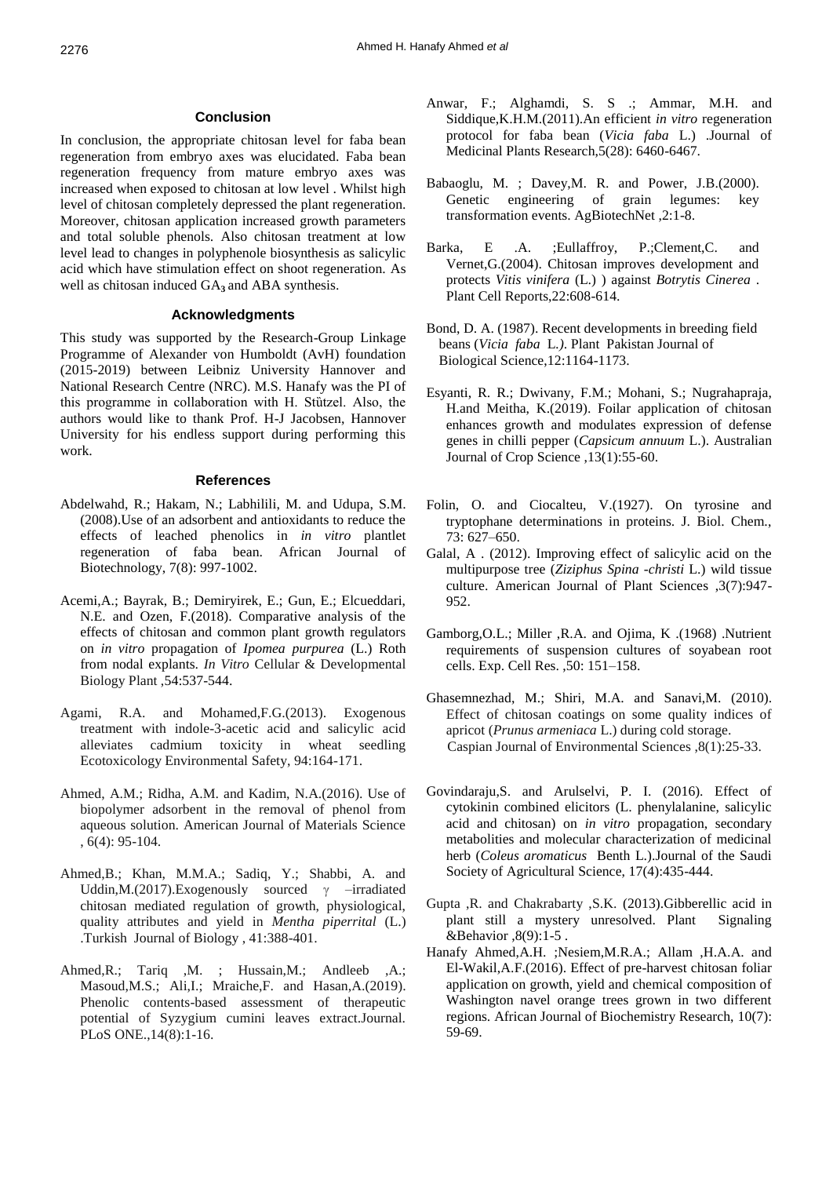## Conclusion

In conclusion, the appropriate chitosan level for faba bean regeneration from embryo axes was elucidated. Faba bean regeneration frequency from mature embryo axes was increased when exposed to chitosan at low level . Whilst high level of chitosan completely depressed the plant regeneration. Moreover, chitosan application increased growth parameters and total soluble phenols. Also chitosan treatment at low level lead to changes in polyphenole biosynthesis as salicylic acid which have stimulation effect on shoot regeneration. As well as chitosan induced $GA_3$ and ABA synthesis.

## Acknowledgments

This study was supported by the Research-Group Linkage Programme of Alexander von Humboldt (AvH) foundation (2015-2019) between Leibniz University Hannover and National Research Centre (NRC). M.S. Hanafy was the PI of this programme in collaboration with H. Stützel. Also, the authors would like to thank Prof. H-J Jacobsen, Hannover University for his endless support during performing this work.

## References

Abdelwahd, R.; Hakam, N.; Labhilili, M. and Udupa, S.M. (2008).Use of an adsorbent and antioxidants to reduce the effects of leached phenolics in *in vitro* plantlet regeneration of faba bean. African Journal of Biotechnology, 7(8): 997-1002.

Acemi,A.; Bayrak, B.; Demiryirek, E.; Gun, E.; Elcueddari, N.E. and Ozen, F.(2018). Comparative analysis of the effects of chitosan and common plant growth regulators on *in vitro* propagation of *Ipomea purpurea* (L.) Roth from nodal explants. *In Vitro* Cellular & Developmental Biology Plant ,54:537-544.

Agami, R.A. and Mohamed,F.G.(2013). Exogenous treatment with indole-3-acetic acid and salicylic acid alleviates cadmium toxicity in wheat seedling Ecotoxicology Environmental Safety, 94:164-171.

Ahmed, A.M.; Ridha, A.M. and Kadim, N.A.(2016). Use of biopolymer adsorbent in the removal of phenol from aqueous solution. American Journal of Materials Science , 6(4): 95-104.

Ahmed,B.; Khan, M.M.A.; Sadiq, Y.; Shabbi, A. and Uddin,M.(2017).Exogenously sourced γ –irradiated chitosan mediated regulation of growth, physiological, quality attributes and yield in *Mentha piperrital* (L.) .Turkish Journal of Biology , 41:388-401.

Ahmed,R.; Tariq ,M. ; Hussain,M.; Andleeb ,A.; Masoud,M.S.; Ali,I.; Mraiche,F. and Hasan,A.(2019). Phenolic contents-based assessment of therapeutic potential of Syzygium cumini leaves extract.Journal. PLoS ONE.,14(8):1-16.

Anwar, F.; Alghamdi, S. S .; Ammar, M.H. and Siddique,K.H.M.(2011).An efficient *in vitro* regeneration protocol for faba bean (*Vicia faba* L.) .Journal of Medicinal Plants Research,5(28): 6460-6467.

Babaoglu, M. ; Davey,M. R. and Power, J.B.(2000). Genetic engineering of grain legumes: key transformation events. AgBiotechNet ,2:1-8.

Barka, E .A. ;Eullaffroy, P.;Clement,C. and Vernet,G.(2004). Chitosan improves development and protects *Vitis vinifera* (L.) ) against *Botrytis Cinerea* . Plant Cell Reports,22:608-614.

Bond, D. A. (1987). Recent developments in breeding field beans (*Vicia faba* L.). Plant Pakistan Journal of Biological Science,12:1164-1173.

Esyanti, R. R.; Dwivany, F.M.; Mohani, S.; Nugrahapraja, H.and Meitha, K.(2019). Foilar application of chitosan enhances growth and modulates expression of defense genes in chilli pepper (*Capsicum annuum* L.). Australian Journal of Crop Science ,13(1):55-60.

Folin, O. and Ciocalteu, V.(1927). On tyrosine and tryptophane determinations in proteins. J. Biol. Chem., 73: 627–650.

Galal, A . (2012). Improving effect of salicylic acid on the multipurpose tree (*Ziziphus Spina -christi* L.) wild tissue culture. American Journal of Plant Sciences ,3(7):947-952.

Gamborg,O.L.; Miller ,R.A. and Ojima, K .(1968) .Nutrient requirements of suspension cultures of soyabean root cells. Exp. Cell Res. ,50: 151–158.

Ghasemnezhad, M.; Shiri, M.A. and Sanavi,M. (2010). Effect of chitosan coatings on some quality indices of apricot (*Prunus armeniaca* L.) during cold storage. Caspian Journal of Environmental Sciences ,8(1):25-33.

Govindaraju,S. and Arulselvi, P. I. (2016). Effect of cytokinin combined elicitors (L. phenylalanine, salicylic acid and chitosan) on *in vitro* propagation, secondary metabolites and molecular characterization of medicinal herb (*Coleus aromaticus* Benth L.).Journal of the Saudi Society of Agricultural Science, 17(4):435-444.

Gupta ,R. and Chakrabarty ,S.K. (2013).Gibberellic acid in plant still a mystery unresolved. Plant Signaling &Behavior ,8(9):1-5 .

Hanafy Ahmed,A.H. ;Nesiem,M.R.A.; Allam ,H.A.A. and El-Wakil,A.F.(2016). Effect of pre-harvest chitosan foliar application on growth, yield and chemical composition of Washington navel orange trees grown in two different regions. African Journal of Biochemistry Research, 10(7): 59-69.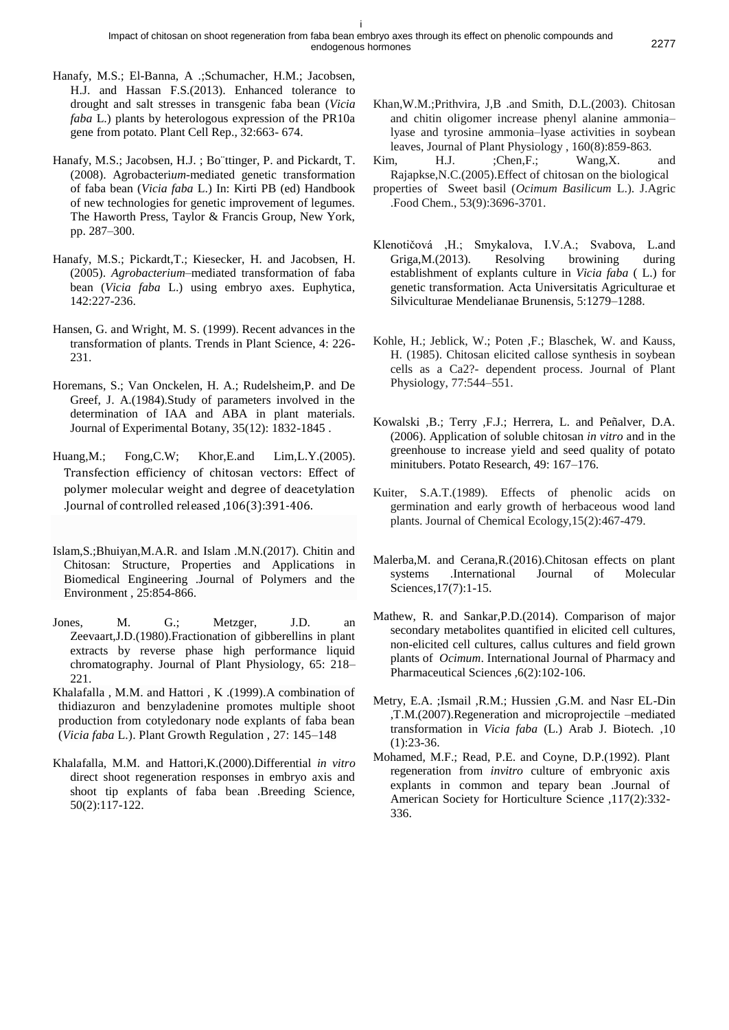Hanafy, M.S.; El-Banna, A .;Schumacher, H.M.; Jacobsen, H.J. and Hassan F.S.(2013). Enhanced tolerance to drought and salt stresses in transgenic faba bean (*Vicia faba* L.) plants by heterologous expression of the PR10a gene from potato. Plant Cell Rep., 32:663- 674.

Hanafy, M.S.; Jacobsen, H.J. ; Bo¨ttinger, P. and Pickardt, T. (2008). Agrobacteri*um*-mediated genetic transformation of faba bean (*Vicia faba* L.) In: Kirti PB (ed) Handbook of new technologies for genetic improvement of legumes. The Haworth Press, Taylor & Francis Group, New York, pp. 287–300.

Hanafy, M.S.; Pickardt,T.; Kiesecker, H. and Jacobsen, H. (2005). *Agrobacterium*–mediated transformation of faba bean (*Vicia faba* L.) using embryo axes. Euphytica, 142:227-236.

Hansen, G. and Wright, M. S. (1999). Recent advances in the transformation of plants. Trends in Plant Science, 4: 226-231.

Horemans, S.; Van Onckelen, H. A.; Rudelsheim,P. and De Greef, J. A.(1984).Study of parameters involved in the determination of IAA and ABA in plant materials. Journal of Experimental Botany, 35(12): 1832-1845 .

Huang,M.; Fong,C.W; Khor,E.and Lim,L.Y.(2005). Transfection efficiency of chitosan vectors: Effect of polymer molecular weight and degree of deacetylation .Journal of controlled released ,106(3):391-406.

Islam,S.;Bhuiyan,M.A.R. and Islam .M.N.(2017). Chitin and Chitosan: Structure, Properties and Applications in Biomedical Engineering .Journal of Polymers and the Environment , 25:854-866.

Jones, M. G.; Metzger, J.D. an Zeevaart,J.D.(1980).Fractionation of gibberellins in plant extracts by reverse phase high performance liquid chromatography. Journal of Plant Physiology, 65: 218–221.

Khalafalla , M.M. and Hattori , K .(1999).A combination of thidiazuron and benzyladenine promotes multiple shoot production from cotyledonary node explants of faba bean (*Vicia faba* L.). Plant Growth Regulation , 27: 145–148

Khalafalla, M.M. and Hattori,K.(2000).Differential *in vitro* direct shoot regeneration responses in embryo axis and shoot tip explants of faba bean .Breeding Science, 50(2):117-122.

Khan,W.M.;Prithvira, J,B .and Smith, D.L.(2003). Chitosan and chitin oligomer increase phenyl alanine ammonia–lyase and tyrosine ammonia–lyase activities in soybean leaves, Journal of Plant Physiology , 160(8):859-863.

Kim, H.J. ;Chen,F.; Wang,X. and Rajapkse,N.C.(2005).Effect of chitosan on the biological properties of Sweet basil (*Ocimum Basilicum* L.). J.Agric .Food Chem., 53(9):3696-3701.

Klenotičová ,H.; Smykalova, I.V.A.; Svabova, L.and Griga,M.(2013). Resolving browining during establishment of explants culture in *Vicia faba* ( L.) for genetic transformation. Acta Universitatis Agriculturae et Silviculturae Mendelianae Brunensis, 5:1279–1288.

Kohle, H.; Jeblick, W.; Poten ,F.; Blaschek, W. and Kauss, H. (1985). Chitosan elicited callose synthesis in soybean cells as a Ca2?- dependent process. Journal of Plant Physiology, 77:544–551.

Kowalski ,B.; Terry ,F.J.; Herrera, L. and Peñalver, D.A. (2006). Application of soluble chitosan *in vitro* and in the greenhouse to increase yield and seed quality of potato minitubers. Potato Research, 49: 167–176.

Kuiter, S.A.T.(1989). Effects of phenolic acids on germination and early growth of herbaceous wood land plants. Journal of Chemical Ecology,15(2):467-479.

Malerba,M. and Cerana,R.(2016).Chitosan effects on plant systems .International Journal of Molecular Sciences,17(7):1-15.

Mathew, R. and Sankar,P.D.(2014). Comparison of major secondary metabolites quantified in elicited cell cultures, non-elicited cell cultures, callus cultures and field grown plants of *Ocimum*. International Journal of Pharmacy and Pharmaceutical Sciences ,6(2):102-106.

Metry, E.A. ;Ismail ,R.M.; Hussien ,G.M. and Nasr EL-Din ,T.M.(2007).Regeneration and microprojectile –mediated transformation in *Vicia faba* (L.) Arab J. Biotech. ,10 (1):23-36.

Mohamed, M.F.; Read, P.E. and Coyne, D.P.(1992). Plant regeneration from *invitro* culture of embryonic axis explants in common and tepary bean .Journal of American Society for Horticulture Science ,117(2):332-336.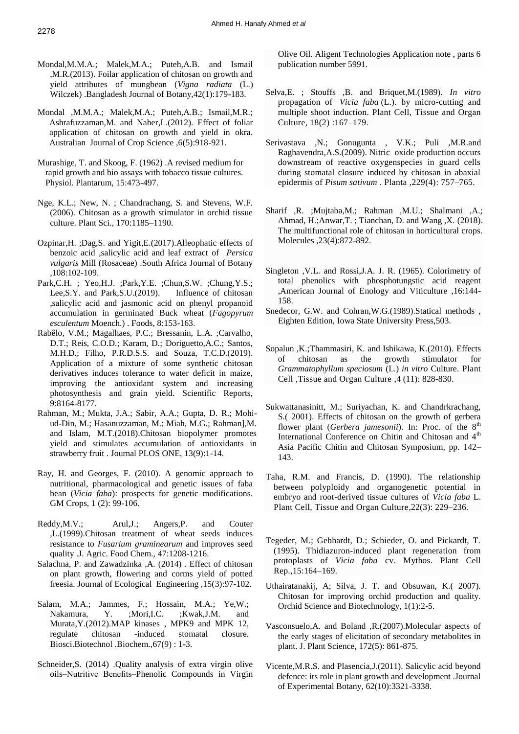Mondal,M.M.A.; Malek,M.A.; Puteh,A.B. and Ismail ,M.R.(2013). Foilar application of chitosan on growth and yield attributes of mungbean (*Vigna radiata* (L.) Wilczek) .Bangladesh Journal of Botany,42(1):179-183.

Mondal ,M.M.A.; Malek,M.A.; Puteh,A.B.; Ismail,M.R.; Ashrafuzzaman,M. and Naher,L.(2012). Effect of foliar application of chitosan on growth and yield in okra. Australian Journal of Crop Science ,6(5):918-921.

Murashige, T. and Skoog, F. (1962) .A revised medium for rapid growth and bio assays with tobacco tissue cultures. Physiol. Plantarum, 15:473-497.

Nge, K.L.; New, N. ; Chandrachang, S. and Stevens, W.F. (2006). Chitosan as a growth stimulator in orchid tissue culture. Plant Sci., 170:1185–1190.

Ozpinar,H. ;Dag,S. and Yigit,E.(2017).Alleophatic effects of benzoic acid ,salicylic acid and leaf extract of *Persica vulgaris* Mill (Rosaceae) .South Africa Journal of Botany ,108:102-109.

Park,C.H. ; Yeo,H.J. ;Park,Y.E. ;Chun,S.W. ;Chung,Y.S.; Lee,S.Y. and Park,S.U.(2019). Influence of chitosan ,salicylic acid and jasmonic acid on phenyl propanoid accumulation in germinated Buck wheat (*Fagopyrum esculentum* Moench.) . Foods, 8:153-163.

Rabêlo, V.M.; Magalhaes, P.C.; Bressanin, L.A. ;Carvalho, D.T.; Reis, C.O.D.; Karam, D.; Doriguetto,A.C.; Santos, M.H.D.; Filho, P.R.D.S.S. and Souza, T.C.D.(2019). Application of a mixture of some synthetic chitosan derivatives induces tolerance to water deficit in maize, improving the antioxidant system and increasing photosynthesis and grain yield. Scientific Reports, 9:8164-8177.

Rahman, M.; Mukta, J.A.; Sabir, A.A.; Gupta, D. R.; Mohi-ud-Din, M.; Hasanuzzaman, M.; Miah, M.G.; Rahman],M. and Islam, M.T.(2018).Chitosan biopolymer promotes yield and stimulates accumulation of antioxidants in strawberry fruit . Journal PLOS ONE, 13(9):1-14.

Ray, H. and Georges, F. (2010). A genomic approach to nutritional, pharmacological and genetic issues of faba bean (*Vicia faba*): prospects for genetic modifications. GM Crops, 1 (2): 99-106.

Reddy,M.V.; Arul,J.; Angers,P. and Couter ,L.(1999).Chitosan treatment of wheat seeds induces resistance to *Fusarium graminearum* and improves seed quality .J. Agric. Food Chem., 47:1208-1216.

Salachna, P. and Zawadzinka ,A. (2014) . Effect of chitosan on plant growth, flowering and corms yield of potted freesia. Journal of Ecological Engineering ,15(3):97-102.

Salam, M.A.; Jammes, F.; Hossain, M.A.; Ye,W.; Nakamura, Y. ;Mori,I.C. ;Kwak,J.M. and Murata,Y.(2012).MAP kinases , MPK9 and MPK 12, regulate chitosan -induced stomatal closure. Biosci.Biotechnol .Biochem.,67(9) : 1-3.

Schneider,S. (2014) .Quality analysis of extra virgin olive oils–Nutritive Benefits–Phenolic Compounds in Virgin Olive Oil. Aligent Technologies Application note , parts 6 publication number 5991.

Selva,E. ; Stouffs ,B. and Briquet,M.(1989). *In vitro* propagation of *Vicia faba* (L.). by micro-cutting and multiple shoot induction. Plant Cell, Tissue and Organ Culture, 18(2) :167–179.

Serivastava ,N.; Gonugunta , V.K.; Puli ,M.R.and Raghavendra,A.S.(2009). Nitric oxide production occurs downstream of reactive oxygenspecies in guard cells during stomatal closure induced by chitosan in abaxial epidermis of *Pisum sativum* . Planta ,229(4): 757–765.

Sharif ,R. ;Mujtaba,M.; Rahman ,M.U.; Shalmani ,A.; Ahmad, H.;Anwar,T. ; Tianchan, D. and Wang ,X. (2018). The multifunctional role of chitosan in horticultural crops. Molecules ,23(4):872-892.

Singleton ,V.L. and Rossi,J.A. J. R. (1965). Colorimetry of total phenolics with phosphotungstic acid reagent ,American Journal of Enology and Viticulture ,16:144-158.

Snedecor, G.W. and Cohran,W.G.(1989).Statical methods , Eighten Edition, Iowa State University Press,503.

Sopalun ,K.;Thammasiri, K. and Ishikawa, K.(2010). Effects of chitosan as the growth stimulator for *Grammatophyllum speciosum* (L.) *in vitro* Culture. Plant Cell ,Tissue and Organ Culture ,4 (11): 828-830.

Sukwattanasinitt, M.; Suriyachan, K. and Chandrkrachang, S.( 2001). Effects of chitosan on the growth of gerbera flower plant (*Gerbera jamesonii*). In: Proc. of the 8th International Conference on Chitin and Chitosan and 4th Asia Pacific Chitin and Chitosan Symposium, pp. 142–143.

Taha, R.M. and Francis, D. (1990). The relationship between polyploidy and organogenetic potential in embryo and root-derived tissue cultures of *Vicia faba* L. Plant Cell, Tissue and Organ Culture,22(3): 229–236.

Tegeder, M.; Gebhardt, D.; Schieder, O. and Pickardt, T. (1995). Thidiazuron-induced plant regeneration from protoplasts of *Vicia faba* cv. Mythos. Plant Cell Rep.,15:164–169.

Uthairatanakij, A; Silva, J. T. and Obsuwan, K.( 2007). Chitosan for improving orchid production and quality. Orchid Science and Biotechnology, 1(1):2-5.

Vasconsuelo,A. and Boland ,R.(2007).Molecular aspects of the early stages of elicitation of secondary metabolites in plant. J. Plant Science, 172(5): 861-875.

Vicente,M.R.S. and Plasencia,J.(2011). Salicylic acid beyond defence: its role in plant growth and development .Journal of Experimental Botany, 62(10):3321-3338.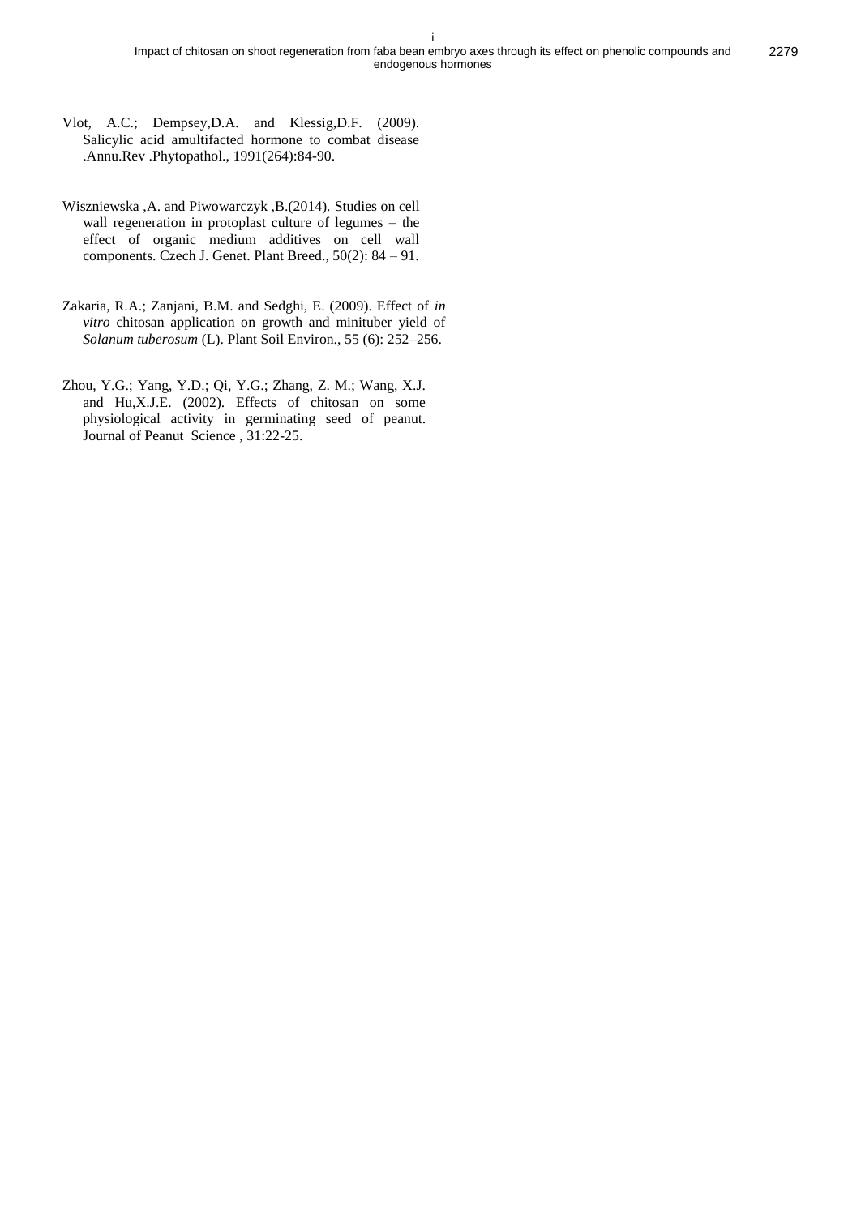Vlot, A.C.; Dempsey,D.A. and Klessig,D.F. (2009). Salicylic acid amultifacted hormone to combat disease .Annu.Rev .Phytopathol., 1991(264):84-90.

Wiszniewska ,A. and Piwowarczyk ,B.(2014). Studies on cell wall regeneration in protoplast culture of legumes – the effect of organic medium additives on cell wall components. Czech J. Genet. Plant Breed., 50(2): 84 – 91.

Zakaria, R.A.; Zanjani, B.M. and Sedghi, E. (2009). Effect of *in vitro* chitosan application on growth and minituber yield of *Solanum tuberosum* (L). Plant Soil Environ., 55 (6): 252–256.

Zhou, Y.G.; Yang, Y.D.; Qi, Y.G.; Zhang, Z. M.; Wang, X.J. and Hu,X.J.E. (2002). Effects of chitosan on some physiological activity in germinating seed of peanut. Journal of Peanut Science , 31:22-25.